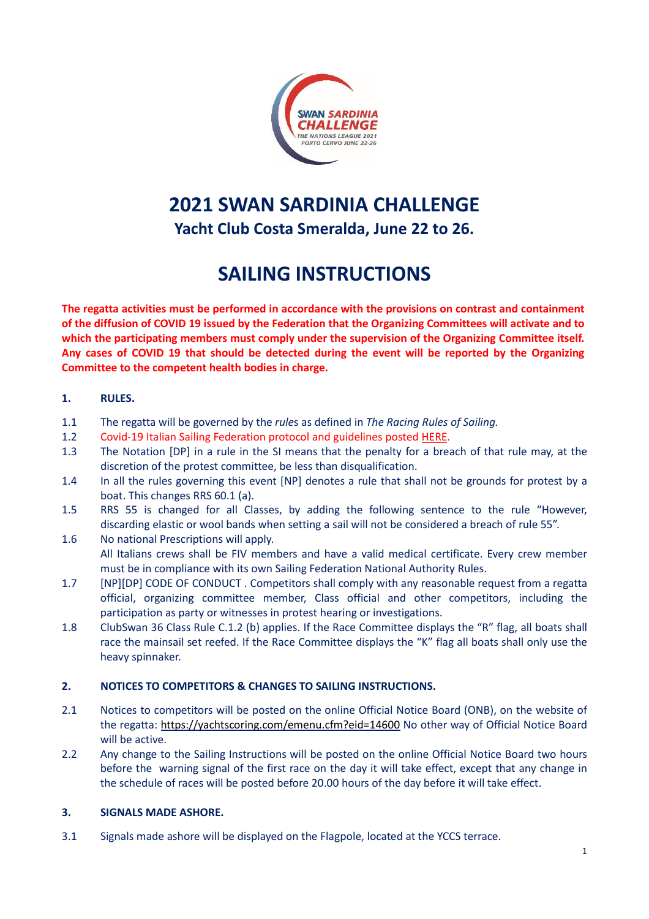# 2021 SWAN SARDINIA CHALLENGE

## Yacht Club Costa Smeralda, June 22 to 26.

# SAILING INSTRUCTIONS

**The regatta activities must be performed in accordance with the provisions on contrast and containment of the diffusion of COVID 19 issued by the Federation that the Organizing Committees will activate and to which the participating members must comply under the supervision of the Organizing Committee itself. Any cases of COVID 19 that should be detected during the event will be reported by the Organizing Committee to the competent health bodies in charge.**

### 1. RULES.

1.1 The regatta will be governed by the *rule*s as defined in *The Racing Rules of Sailing.*

1.2 Covid-19 Italian Sailing Federation protocol and guidelines posted HERE.

1.3 The Notation [DP] in a rule in the SI means that the penalty for a breach of that rule may, at the discretion of the protest committee, be less than disqualification.

1.4 In all the rules governing this event [NP] denotes a rule that shall not be grounds for protest by a boat. This changes RRS 60.1 (a).

1.5 RRS 55 is changed for all Classes, by adding the following sentence to the rule "However, discarding elastic or wool bands when setting a sail will not be considered a breach of rule 55".

1.6 No national Prescriptions will apply.
All Italians crews shall be FIV members and have a valid medical certificate. Every crew member must be in compliance with its own Sailing Federation National Authority Rules.

1.7 [NP][DP] CODE OF CONDUCT . Competitors shall comply with any reasonable request from a regatta official, organizing committee member, Class official and other competitors, including the participation as party or witnesses in protest hearing or investigations.

1.8 ClubSwan 36 Class Rule C.1.2 (b) applies. If the Race Committee displays the "R" flag, all boats shall race the mainsail set reefed. If the Race Committee displays the "K" flag all boats shall only use the heavy spinnaker.

### 2. NOTICES TO COMPETITORS & CHANGES TO SAILING INSTRUCTIONS.

2.1 Notices to competitors will be posted on the online Official Notice Board (ONB), on the website of the regatta: https://yachtscoring.com/emenu.cfm?eid=14600 No other way of Official Notice Board will be active.

2.2 Any change to the Sailing Instructions will be posted on the online Official Notice Board two hours before the warning signal of the first race on the day it will take effect, except that any change in the schedule of races will be posted before 20.00 hours of the day before it will take effect.

### 3. SIGNALS MADE ASHORE.

3.1 Signals made ashore will be displayed on the Flagpole, located at the YCCS terrace.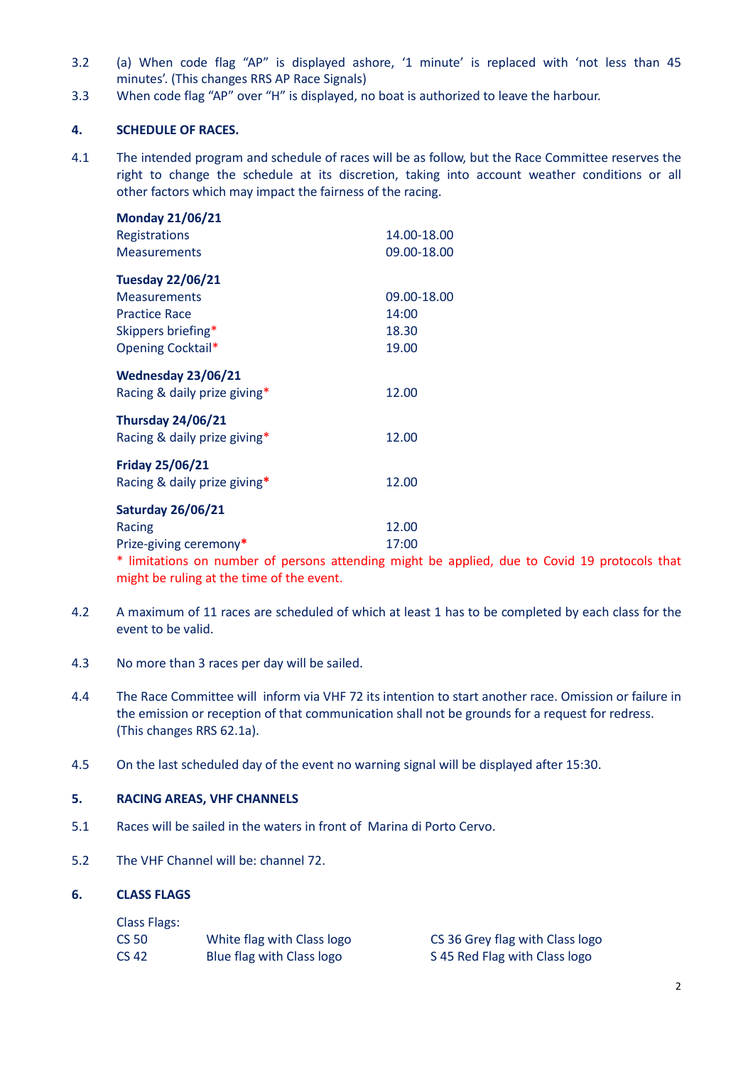3.2 (a) When code flag “AP” is displayed ashore, ‘1 minute’ is replaced with ‘not less than 45 minutes’. (This changes RRS AP Race Signals)

3.3 When code flag “AP” over “H” is displayed, no boat is authorized to leave the harbour.

## 4. SCHEDULE OF RACES.

4.1 The intended program and schedule of races will be as follow, but the Race Committee reserves the right to change the schedule at its discretion, taking into account weather conditions or all other factors which may impact the fairness of the racing.

**Monday 21/06/21**

| | |
|---|---|
| Registrations | 14.00-18.00 |
| Measurements | 09.00-18.00 |

**Tuesday 22/06/21**

| | |
|---|---|
| Measurements | 09.00-18.00 |
| Practice Race | 14:00 |
| Skippers briefing* | 18.30 |
| Opening Cocktail* | 19.00 |

**Wednesday 23/06/21**

| | |
|---|---|
| Racing & daily prize giving* | 12.00 |

**Thursday 24/06/21**

| | |
|---|---|
| Racing & daily prize giving* | 12.00 |

**Friday 25/06/21**

| | |
|---|---|
| Racing & daily prize giving* | 12.00 |

**Saturday 26/06/21**

| | |
|---|---|
| Racing | 12.00 |
| Prize-giving ceremony* | 17:00 |

* limitations on number of persons attending might be applied, due to Covid 19 protocols that might be ruling at the time of the event.

4.2 A maximum of 11 races are scheduled of which at least 1 has to be completed by each class for the event to be valid.

4.3 No more than 3 races per day will be sailed.

4.4 The Race Committee will inform via VHF 72 its intention to start another race. Omission or failure in the emission or reception of that communication shall not be grounds for a request for redress. (This changes RRS 62.1a).

4.5 On the last scheduled day of the event no warning signal will be displayed after 15:30.

## 5. RACING AREAS, VHF CHANNELS

5.1 Races will be sailed in the waters in front of Marina di Porto Cervo.

5.2 The VHF Channel will be: channel 72.

## 6. CLASS FLAGS

Class Flags:

| | |
|---|---|
| CS 50 | White flag with Class logo |
| CS 42 | Blue flag with Class logo |
| CS 36 | Grey flag with Class logo |
| S 45 | Red Flag with Class logo |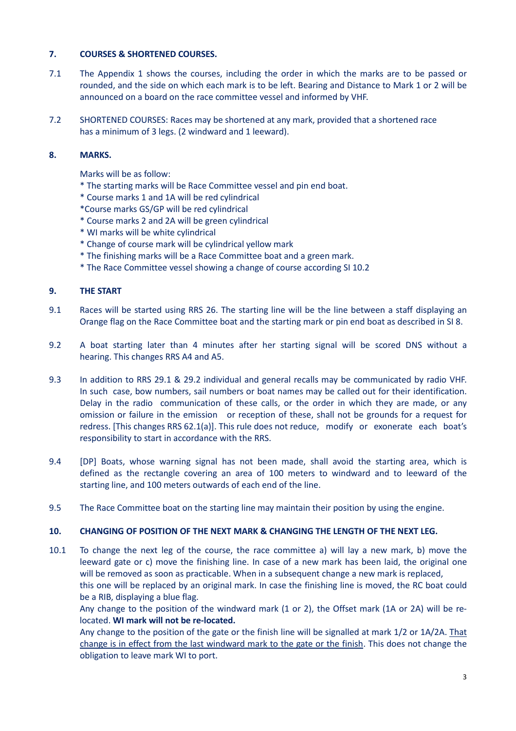## 7. COURSES & SHORTENED COURSES.

7.1 The Appendix 1 shows the courses, including the order in which the marks are to be passed or rounded, and the side on which each mark is to be left. Bearing and Distance to Mark 1 or 2 will be announced on a board on the race committee vessel and informed by VHF.

7.2 SHORTENED COURSES: Races may be shortened at any mark, provided that a shortened race has a minimum of 3 legs. (2 windward and 1 leeward).

## 8. MARKS.

Marks will be as follow:

* The starting marks will be Race Committee vessel and pin end boat.
* Course marks 1 and 1A will be red cylindrical
* Course marks GS/GP will be red cylindrical
* Course marks 2 and 2A will be green cylindrical
* WI marks will be white cylindrical
* Change of course mark will be cylindrical yellow mark
* The finishing marks will be a Race Committee boat and a green mark.
* The Race Committee vessel showing a change of course according SI 10.2

## 9. THE START

9.1 Races will be started using RRS 26. The starting line will be the line between a staff displaying an Orange flag on the Race Committee boat and the starting mark or pin end boat as described in SI 8.

9.2 A boat starting later than 4 minutes after her starting signal will be scored DNS without a hearing. This changes RRS A4 and A5.

9.3 In addition to RRS 29.1 & 29.2 individual and general recalls may be communicated by radio VHF. In such case, bow numbers, sail numbers or boat names may be called out for their identification. Delay in the radio communication of these calls, or the order in which they are made, or any omission or failure in the emission or reception of these, shall not be grounds for a request for redress. [This changes RRS 62.1(a)]. This rule does not reduce, modify or exonerate each boat's responsibility to start in accordance with the RRS.

9.4 [DP] Boats, whose warning signal has not been made, shall avoid the starting area, which is defined as the rectangle covering an area of 100 meters to windward and to leeward of the starting line, and 100 meters outwards of each end of the line.

9.5 The Race Committee boat on the starting line may maintain their position by using the engine.

## 10. CHANGING OF POSITION OF THE NEXT MARK & CHANGING THE LENGTH OF THE NEXT LEG.

10.1 To change the next leg of the course, the race committee a) will lay a new mark, b) move the leeward gate or c) move the finishing line. In case of a new mark has been laid, the original one will be removed as soon as practicable. When in a subsequent change a new mark is replaced, this one will be replaced by an original mark. In case the finishing line is moved, the RC boat could be a RIB, displaying a blue flag.

Any change to the position of the windward mark (1 or 2), the Offset mark (1A or 2A) will be re-located. **WI mark will not be re-located.**

Any change to the position of the gate or the finish line will be signalled at mark 1/2 or 1A/2A. <u>That change is in effect from the last windward mark to the gate or the finish</u>. This does not change the obligation to leave mark WI to port.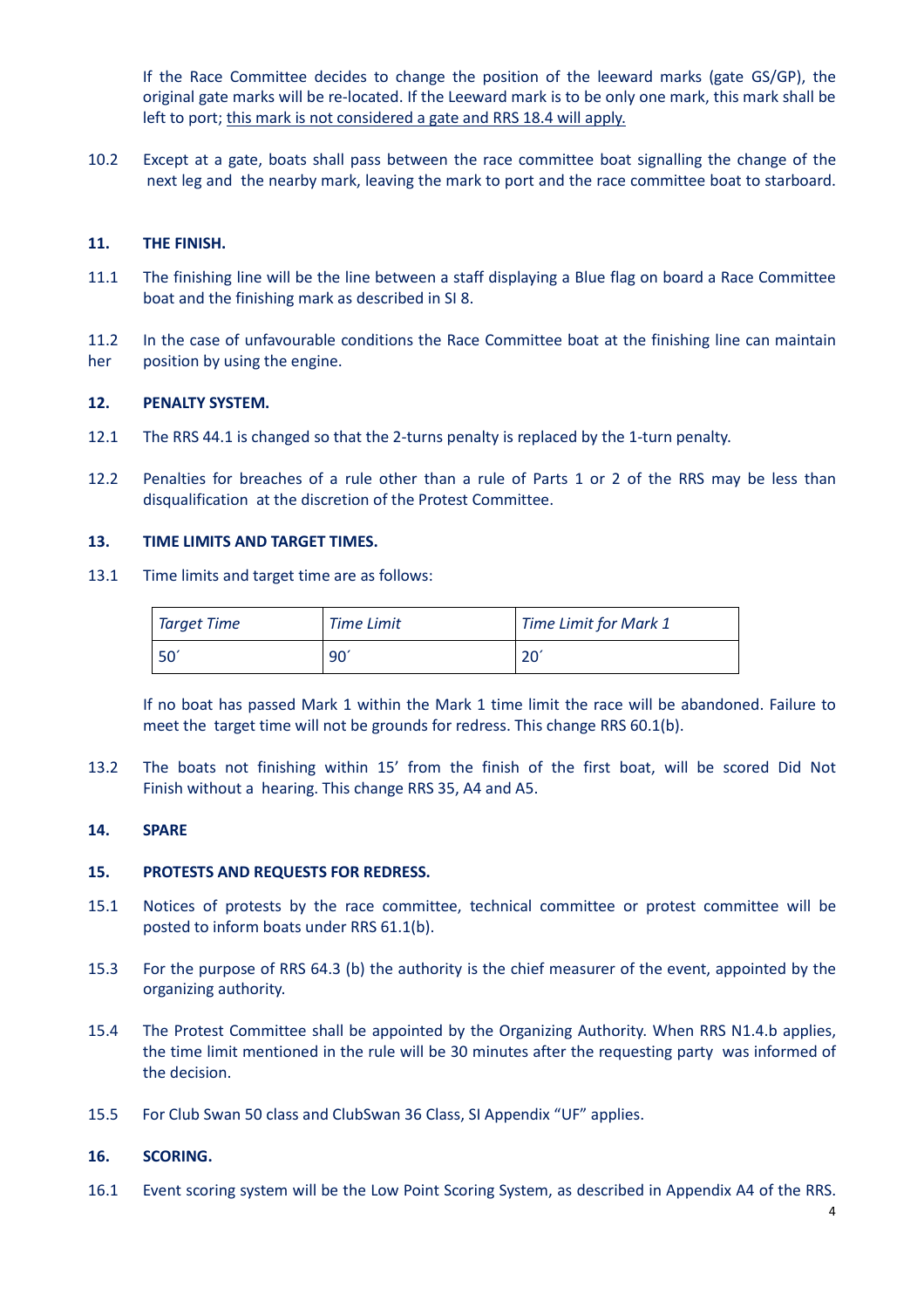If the Race Committee decides to change the position of the leeward marks (gate GS/GP), the original gate marks will be re-located. If the Leeward mark is to be only one mark, this mark shall be left to port; <u>this mark is not considered a gate and RRS 18.4 will apply.</u>

10.2 Except at a gate, boats shall pass between the race committee boat signalling the change of the next leg and the nearby mark, leaving the mark to port and the race committee boat to starboard.

## 11. THE FINISH.

11.1 The finishing line will be the line between a staff displaying a Blue flag on board a Race Committee boat and the finishing mark as described in SI 8.

11.2 In the case of unfavourable conditions the Race Committee boat at the finishing line can maintain her position by using the engine.

## 12. PENALTY SYSTEM.

12.1 The RRS 44.1 is changed so that the 2-turns penalty is replaced by the 1-turn penalty.

12.2 Penalties for breaches of a rule other than a rule of Parts 1 or 2 of the RRS may be less than disqualification at the discretion of the Protest Committee.

## 13. TIME LIMITS AND TARGET TIMES.

13.1 Time limits and target time are as follows:

| *Target Time* | *Time Limit* | *Time Limit for Mark 1* |
|---|---|---|
| 50′ | 90′ | 20′ |

If no boat has passed Mark 1 within the Mark 1 time limit the race will be abandoned. Failure to meet the target time will not be grounds for redress. This change RRS 60.1(b).

13.2 The boats not finishing within 15' from the finish of the first boat, will be scored Did Not Finish without a hearing. This change RRS 35, A4 and A5.

## 14. SPARE

## 15. PROTESTS AND REQUESTS FOR REDRESS.

15.1 Notices of protests by the race committee, technical committee or protest committee will be posted to inform boats under RRS 61.1(b).

15.3 For the purpose of RRS 64.3 (b) the authority is the chief measurer of the event, appointed by the organizing authority.

15.4 The Protest Committee shall be appointed by the Organizing Authority. When RRS N1.4.b applies, the time limit mentioned in the rule will be 30 minutes after the requesting party was informed of the decision.

15.5 For Club Swan 50 class and ClubSwan 36 Class, SI Appendix "UF" applies.

## 16. SCORING.

16.1 Event scoring system will be the Low Point Scoring System, as described in Appendix A4 of the RRS.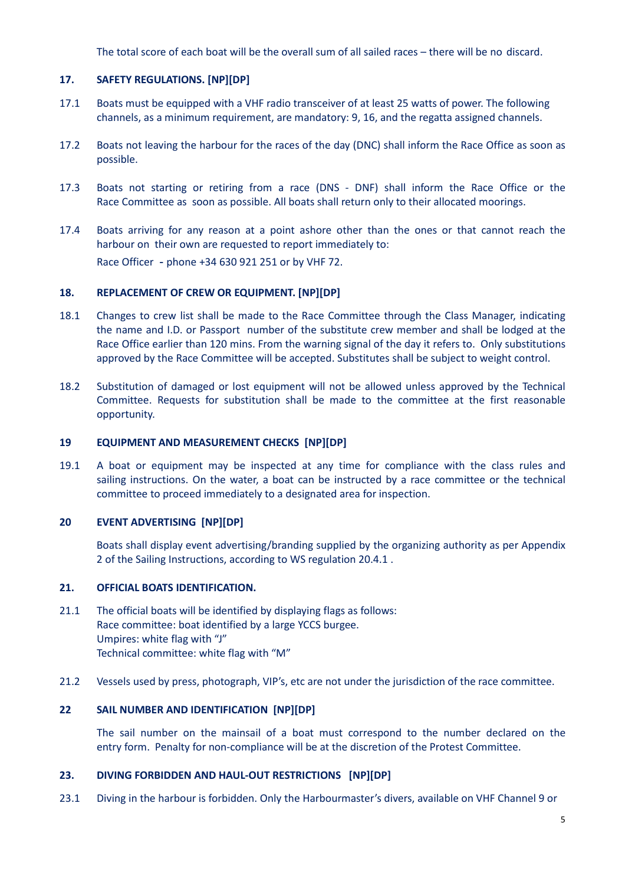The total score of each boat will be the overall sum of all sailed races – there will be no discard.

## 17. SAFETY REGULATIONS. [NP][DP]

17.1 Boats must be equipped with a VHF radio transceiver of at least 25 watts of power. The following channels, as a minimum requirement, are mandatory: 9, 16, and the regatta assigned channels.

17.2 Boats not leaving the harbour for the races of the day (DNC) shall inform the Race Office as soon as possible.

17.3 Boats not starting or retiring from a race (DNS - DNF) shall inform the Race Office or the Race Committee as soon as possible. All boats shall return only to their allocated moorings.

17.4 Boats arriving for any reason at a point ashore other than the ones or that cannot reach the harbour on their own are requested to report immediately to:
Race Officer - phone +34 630 921 251 or by VHF 72.

## 18. REPLACEMENT OF CREW OR EQUIPMENT. [NP][DP]

18.1 Changes to crew list shall be made to the Race Committee through the Class Manager, indicating the name and I.D. or Passport number of the substitute crew member and shall be lodged at the Race Office earlier than 120 mins. From the warning signal of the day it refers to. Only substitutions approved by the Race Committee will be accepted. Substitutes shall be subject to weight control.

18.2 Substitution of damaged or lost equipment will not be allowed unless approved by the Technical Committee. Requests for substitution shall be made to the committee at the first reasonable opportunity.

## 19 EQUIPMENT AND MEASUREMENT CHECKS [NP][DP]

19.1 A boat or equipment may be inspected at any time for compliance with the class rules and sailing instructions. On the water, a boat can be instructed by a race committee or the technical committee to proceed immediately to a designated area for inspection.

## 20 EVENT ADVERTISING [NP][DP]

Boats shall display event advertising/branding supplied by the organizing authority as per Appendix 2 of the Sailing Instructions, according to WS regulation 20.4.1 .

## 21. OFFICIAL BOATS IDENTIFICATION.

21.1 The official boats will be identified by displaying flags as follows:
Race committee: boat identified by a large YCCS burgee.
Umpires: white flag with "J"
Technical committee: white flag with "M"

21.2 Vessels used by press, photograph, VIP's, etc are not under the jurisdiction of the race committee.

## 22 SAIL NUMBER AND IDENTIFICATION [NP][DP]

The sail number on the mainsail of a boat must correspond to the number declared on the entry form. Penalty for non-compliance will be at the discretion of the Protest Committee.

## 23. DIVING FORBIDDEN AND HAUL-OUT RESTRICTIONS [NP][DP]

23.1 Diving in the harbour is forbidden. Only the Harbourmaster's divers, available on VHF Channel 9 or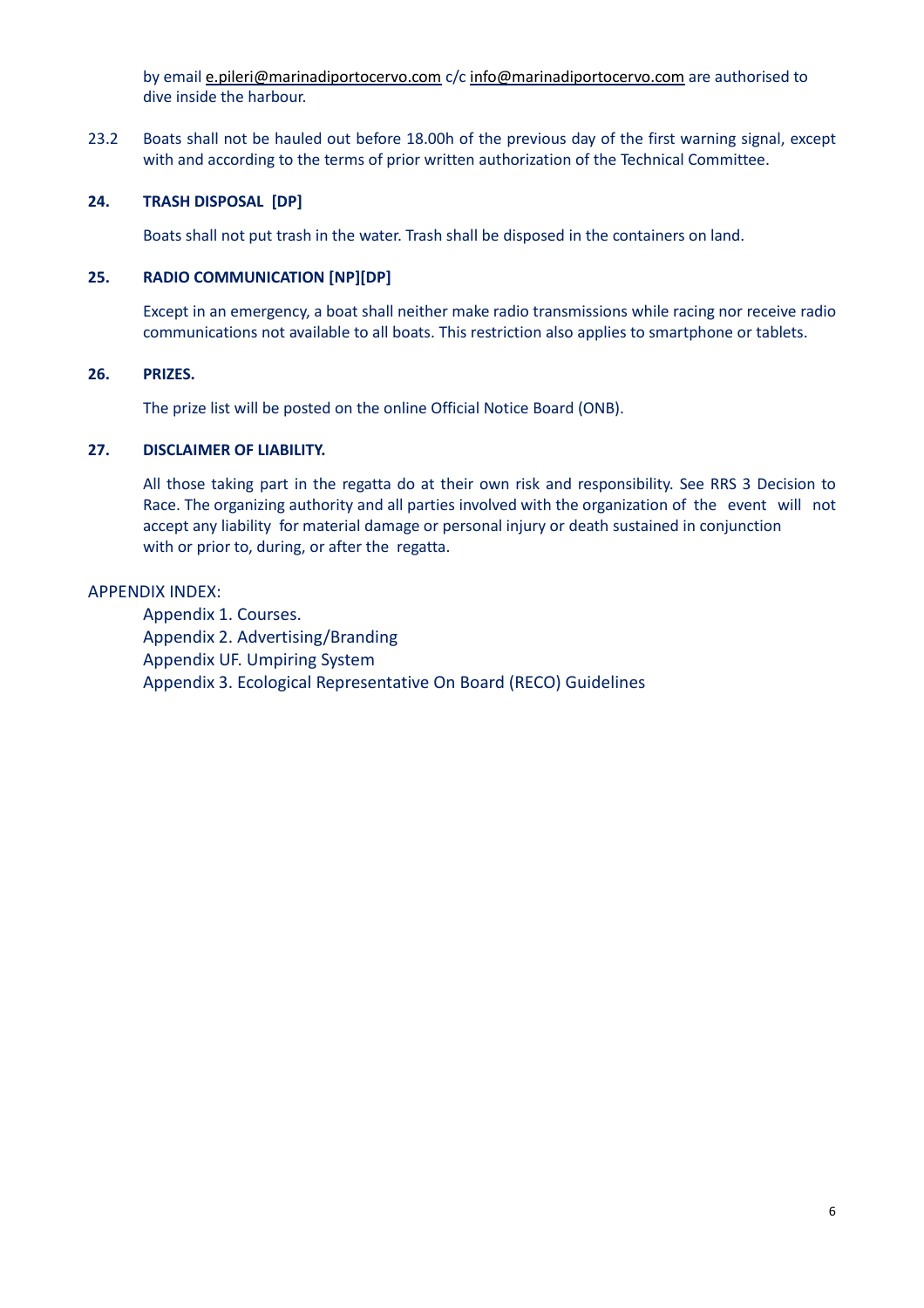by email e.pileri@marinadiportocervo.com c/c info@marinadiportocervo.com are authorised to dive inside the harbour.

23.2 Boats shall not be hauled out before 18.00h of the previous day of the first warning signal, except with and according to the terms of prior written authorization of the Technical Committee.

## 24. TRASH DISPOSAL [DP]

Boats shall not put trash in the water. Trash shall be disposed in the containers on land.

## 25. RADIO COMMUNICATION [NP][DP]

Except in an emergency, a boat shall neither make radio transmissions while racing nor receive radio communications not available to all boats. This restriction also applies to smartphone or tablets.

## 26. PRIZES.

The prize list will be posted on the online Official Notice Board (ONB).

## 27. DISCLAIMER OF LIABILITY.

All those taking part in the regatta do at their own risk and responsibility. See RRS 3 Decision to Race. The organizing authority and all parties involved with the organization of the event will not accept any liability for material damage or personal injury or death sustained in conjunction with or prior to, during, or after the regatta.

APPENDIX INDEX:

- Appendix 1. Courses.
- Appendix 2. Advertising/Branding
- Appendix UF. Umpiring System
- Appendix 3. Ecological Representative On Board (RECO) Guidelines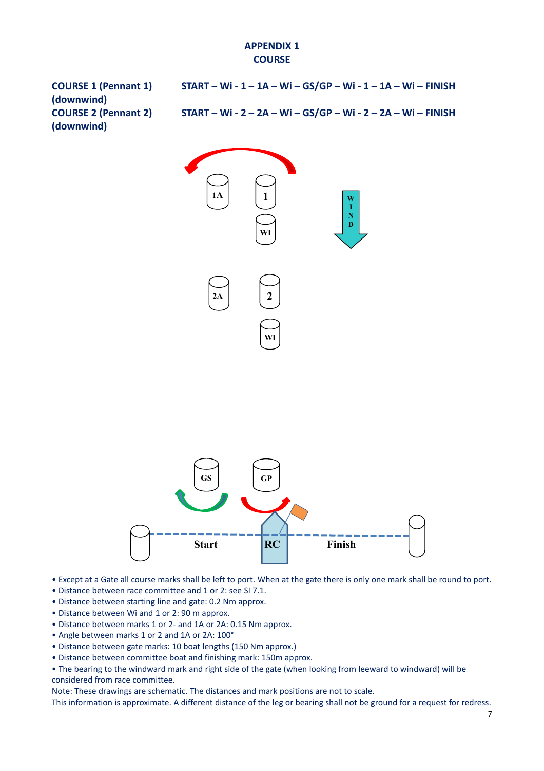# APPENDIX 1
# COURSE

| | |
|---|---|
| **COURSE 1 (Pennant 1) (downwind)** | **START – Wi - 1 – 1A – Wi – GS/GP – Wi - 1 – 1A – Wi – FINISH** |
| **COURSE 2 (Pennant 2) (downwind)** | **START – Wi - 2 – 2A – Wi – GS/GP – Wi - 2 – 2A – Wi – FINISH** |

- Except at a Gate all course marks shall be left to port. When at the gate there is only one mark shall be round to port.
- Distance between race committee and 1 or 2: see SI 7.1.
- Distance between starting line and gate: 0.2 Nm approx.
- Distance between Wi and 1 or 2: 90 m approx.
- Distance between marks 1 or 2- and 1A or 2A: 0.15 Nm approx.
- Angle between marks 1 or 2 and 1A or 2A: 100°
- Distance between gate marks: 10 boat lengths (150 Nm approx.)
- Distance between committee boat and finishing mark: 150m approx.
- The bearing to the windward mark and right side of the gate (when looking from leeward to windward) will be considered from race committee.

Note: These drawings are schematic. The distances and mark positions are not to scale.
This information is approximate. A different distance of the leg or bearing shall not be ground for a request for redress.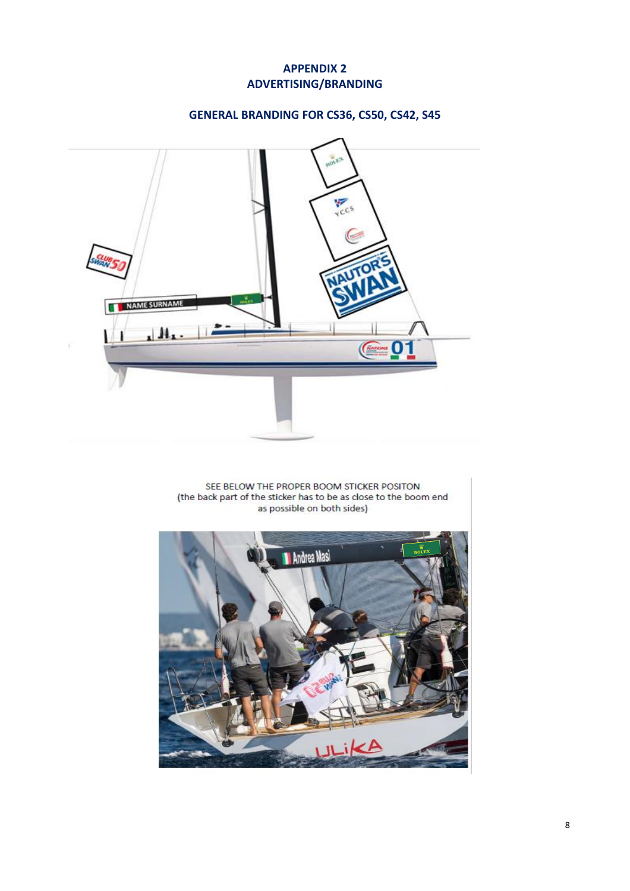# APPENDIX 2
# ADVERTISING/BRANDING

## GENERAL BRANDING FOR CS36, CS50, CS42, S45

SEE BELOW THE PROPER BOOM STICKER POSITON
(the back part of the sticker has to be as close to the boom end as possible on both sides)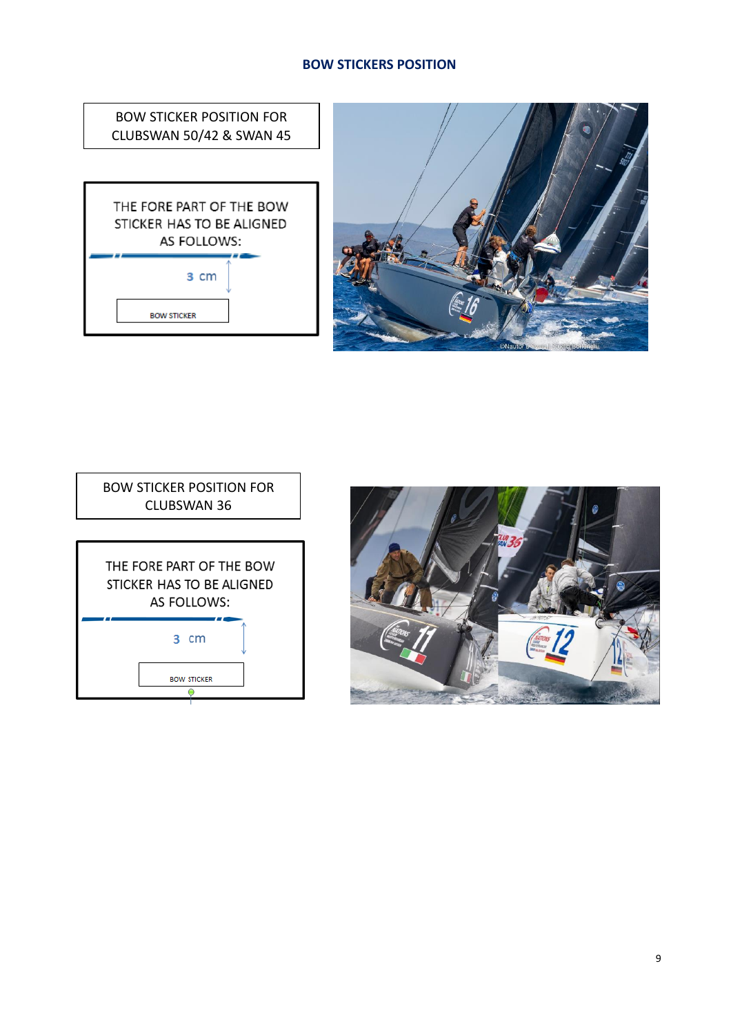# BOW STICKERS POSITION

BOW STICKER POSITION FOR CLUBSWAN 50/42 & SWAN 45

THE FORE PART OF THE BOW STICKER HAS TO BE ALIGNED AS FOLLOWS:

3 cm

BOW STICKER

BOW STICKER POSITION FOR CLUBSWAN 36

THE FORE PART OF THE BOW STICKER HAS TO BE ALIGNED AS FOLLOWS:

3 cm

BOW STICKER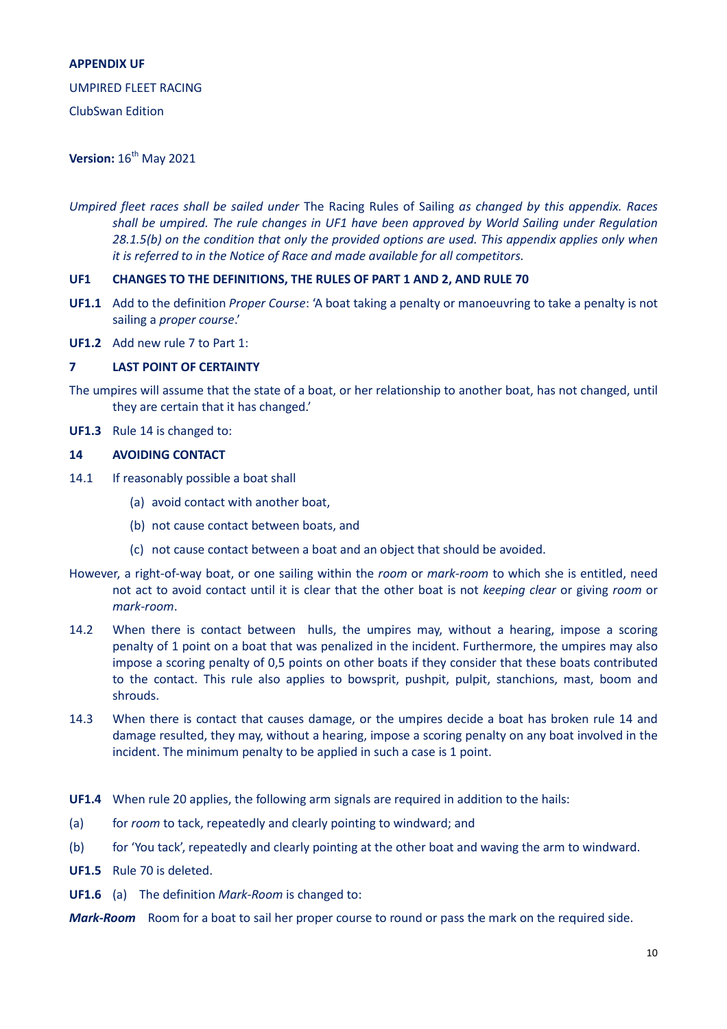**APPENDIX UF**

UMPIRED FLEET RACING

ClubSwan Edition

**Version:** 16th May 2021

*Umpired fleet races shall be sailed under* The Racing Rules of Sailing *as changed by this appendix. Races shall be umpired. The rule changes in UF1 have been approved by World Sailing under Regulation 28.1.5(b) on the condition that only the provided options are used. This appendix applies only when it is referred to in the Notice of Race and made available for all competitors.*

**UF1 CHANGES TO THE DEFINITIONS, THE RULES OF PART 1 AND 2, AND RULE 70**

**UF1.1** Add to the definition *Proper Course*: 'A boat taking a penalty or manoeuvring to take a penalty is not sailing a *proper course*.'

**UF1.2** Add new rule 7 to Part 1:

**7 LAST POINT OF CERTAINTY**

The umpires will assume that the state of a boat, or her relationship to another boat, has not changed, until they are certain that it has changed.'

**UF1.3** Rule 14 is changed to:

**14 AVOIDING CONTACT**

14.1 If reasonably possible a boat shall

(a) avoid contact with another boat,

(b) not cause contact between boats, and

(c) not cause contact between a boat and an object that should be avoided.

However, a right-of-way boat, or one sailing within the *room* or *mark-room* to which she is entitled, need not act to avoid contact until it is clear that the other boat is not *keeping clear* or giving *room* or *mark-room*.

14.2 When there is contact between hulls, the umpires may, without a hearing, impose a scoring penalty of 1 point on a boat that was penalized in the incident. Furthermore, the umpires may also impose a scoring penalty of 0,5 points on other boats if they consider that these boats contributed to the contact. This rule also applies to bowsprit, pushpit, pulpit, stanchions, mast, boom and shrouds.

14.3 When there is contact that causes damage, or the umpires decide a boat has broken rule 14 and damage resulted, they may, without a hearing, impose a scoring penalty on any boat involved in the incident. The minimum penalty to be applied in such a case is 1 point.

**UF1.4** When rule 20 applies, the following arm signals are required in addition to the hails:

(a) for *room* to tack, repeatedly and clearly pointing to windward; and

(b) for 'You tack', repeatedly and clearly pointing at the other boat and waving the arm to windward.

**UF1.5** Rule 70 is deleted.

**UF1.6** (a) The definition *Mark-Room* is changed to:

***Mark-Room*** Room for a boat to sail her proper course to round or pass the mark on the required side.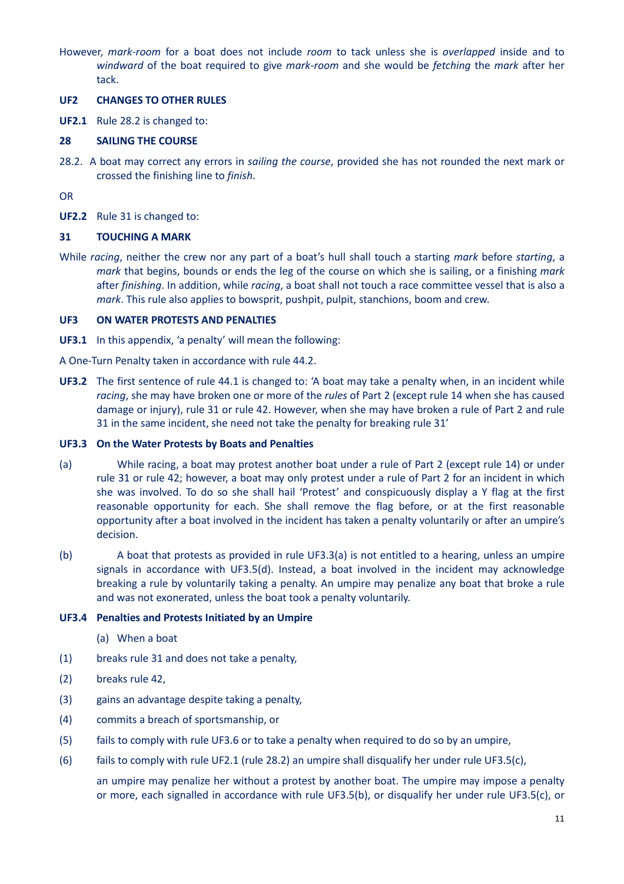However, *mark-room* for a boat does not include *room* to tack unless she is *overlapped* inside and to *windward* of the boat required to give *mark-room* and she would be *fetching* the *mark* after her tack.

**UF2 CHANGES TO OTHER RULES**

**UF2.1** Rule 28.2 is changed to:

**28 SAILING THE COURSE**

28.2. A boat may correct any errors in *sailing the course*, provided she has not rounded the next mark or crossed the finishing line to *finish*.

OR

**UF2.2** Rule 31 is changed to:

**31 TOUCHING A MARK**

While *racing*, neither the crew nor any part of a boat's hull shall touch a starting *mark* before *starting*, a *mark* that begins, bounds or ends the leg of the course on which she is sailing, or a finishing *mark* after *finishing*. In addition, while *racing*, a boat shall not touch a race committee vessel that is also a *mark*. This rule also applies to bowsprit, pushpit, pulpit, stanchions, boom and crew.

**UF3 ON WATER PROTESTS AND PENALTIES**

**UF3.1** In this appendix, 'a penalty' will mean the following:

A One-Turn Penalty taken in accordance with rule 44.2.

**UF3.2** The first sentence of rule 44.1 is changed to: 'A boat may take a penalty when, in an incident while *racing*, she may have broken one or more of the *rules* of Part 2 (except rule 14 when she has caused damage or injury), rule 31 or rule 42. However, when she may have broken a rule of Part 2 and rule 31 in the same incident, she need not take the penalty for breaking rule 31'

**UF3.3 On the Water Protests by Boats and Penalties**

(a) While racing, a boat may protest another boat under a rule of Part 2 (except rule 14) or under rule 31 or rule 42; however, a boat may only protest under a rule of Part 2 for an incident in which she was involved. To do so she shall hail 'Protest' and conspicuously display a Y flag at the first reasonable opportunity for each. She shall remove the flag before, or at the first reasonable opportunity after a boat involved in the incident has taken a penalty voluntarily or after an umpire's decision.

(b) A boat that protests as provided in rule UF3.3(a) is not entitled to a hearing, unless an umpire signals in accordance with UF3.5(d). Instead, a boat involved in the incident may acknowledge breaking a rule by voluntarily taking a penalty. An umpire may penalize any boat that broke a rule and was not exonerated, unless the boat took a penalty voluntarily.

**UF3.4 Penalties and Protests Initiated by an Umpire**

(a) When a boat

(1) breaks rule 31 and does not take a penalty,

(2) breaks rule 42,

(3) gains an advantage despite taking a penalty,

(4) commits a breach of sportsmanship, or

(5) fails to comply with rule UF3.6 or to take a penalty when required to do so by an umpire,

(6) fails to comply with rule UF2.1 (rule 28.2) an umpire shall disqualify her under rule UF3.5(c),

an umpire may penalize her without a protest by another boat. The umpire may impose a penalty or more, each signalled in accordance with rule UF3.5(b), or disqualify her under rule UF3.5(c), or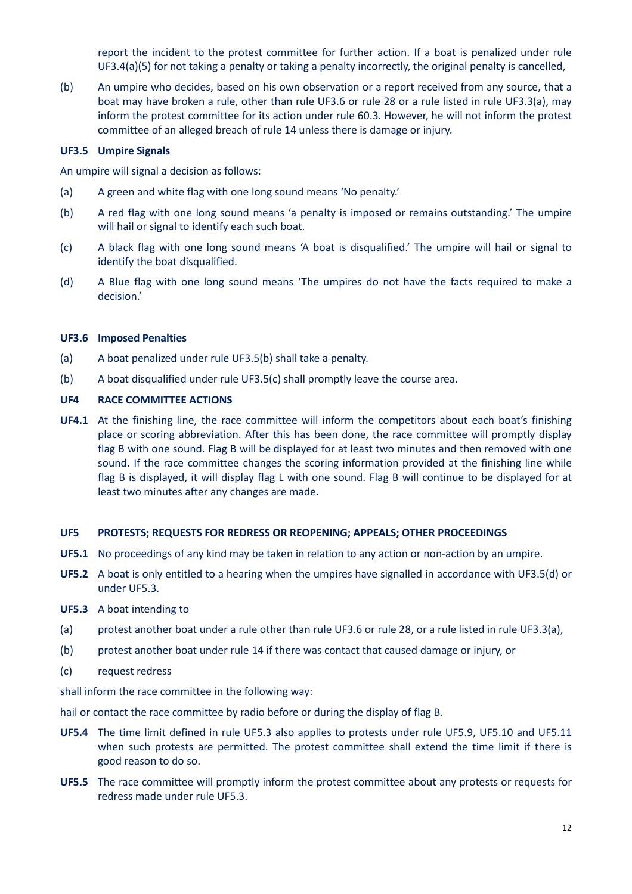report the incident to the protest committee for further action. If a boat is penalized under rule UF3.4(a)(5) for not taking a penalty or taking a penalty incorrectly, the original penalty is cancelled,

(b) An umpire who decides, based on his own observation or a report received from any source, that a boat may have broken a rule, other than rule UF3.6 or rule 28 or a rule listed in rule UF3.3(a), may inform the protest committee for its action under rule 60.3. However, he will not inform the protest committee of an alleged breach of rule 14 unless there is damage or injury.

**UF3.5 Umpire Signals**

An umpire will signal a decision as follows:

(a) A green and white flag with one long sound means 'No penalty.'

(b) A red flag with one long sound means 'a penalty is imposed or remains outstanding.' The umpire will hail or signal to identify each such boat.

(c) A black flag with one long sound means 'A boat is disqualified.' The umpire will hail or signal to identify the boat disqualified.

(d) A Blue flag with one long sound means 'The umpires do not have the facts required to make a decision.'

**UF3.6 Imposed Penalties**

(a) A boat penalized under rule UF3.5(b) shall take a penalty.

(b) A boat disqualified under rule UF3.5(c) shall promptly leave the course area.

**UF4 RACE COMMITTEE ACTIONS**

**UF4.1** At the finishing line, the race committee will inform the competitors about each boat's finishing place or scoring abbreviation. After this has been done, the race committee will promptly display flag B with one sound. Flag B will be displayed for at least two minutes and then removed with one sound. If the race committee changes the scoring information provided at the finishing line while flag B is displayed, it will display flag L with one sound. Flag B will continue to be displayed for at least two minutes after any changes are made.

**UF5 PROTESTS; REQUESTS FOR REDRESS OR REOPENING; APPEALS; OTHER PROCEEDINGS**

**UF5.1** No proceedings of any kind may be taken in relation to any action or non-action by an umpire.

**UF5.2** A boat is only entitled to a hearing when the umpires have signalled in accordance with UF3.5(d) or under UF5.3.

**UF5.3** A boat intending to

(a) protest another boat under a rule other than rule UF3.6 or rule 28, or a rule listed in rule UF3.3(a),

(b) protest another boat under rule 14 if there was contact that caused damage or injury, or

(c) request redress

shall inform the race committee in the following way:

hail or contact the race committee by radio before or during the display of flag B.

**UF5.4** The time limit defined in rule UF5.3 also applies to protests under rule UF5.9, UF5.10 and UF5.11 when such protests are permitted. The protest committee shall extend the time limit if there is good reason to do so.

**UF5.5** The race committee will promptly inform the protest committee about any protests or requests for redress made under rule UF5.3.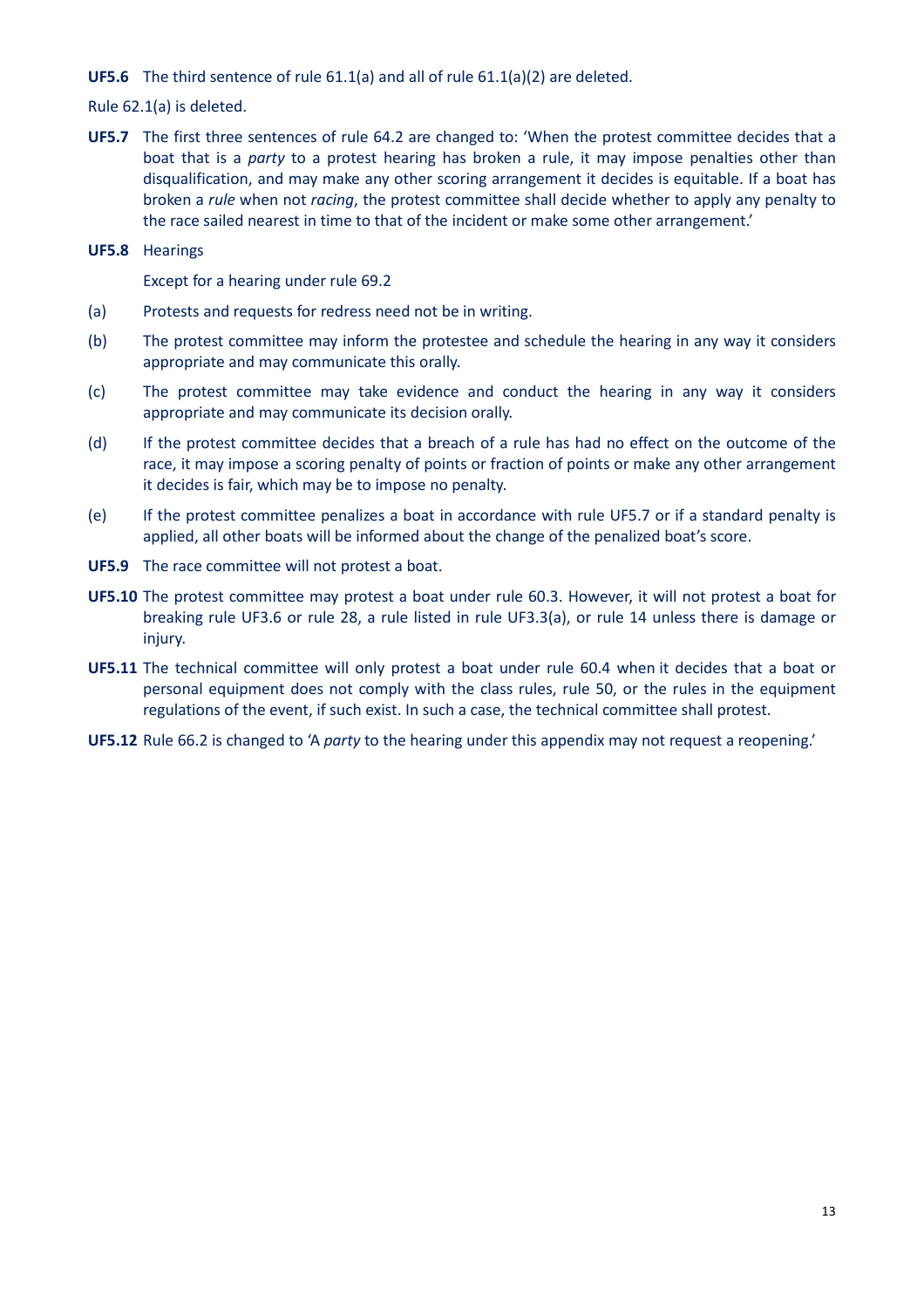**UF5.6** The third sentence of rule 61.1(a) and all of rule 61.1(a)(2) are deleted.

Rule 62.1(a) is deleted.

**UF5.7** The first three sentences of rule 64.2 are changed to: 'When the protest committee decides that a boat that is a *party* to a protest hearing has broken a rule, it may impose penalties other than disqualification, and may make any other scoring arrangement it decides is equitable. If a boat has broken a *rule* when not *racing*, the protest committee shall decide whether to apply any penalty to the race sailed nearest in time to that of the incident or make some other arrangement.'

**UF5.8** Hearings

Except for a hearing under rule 69.2

(a) Protests and requests for redress need not be in writing.

(b) The protest committee may inform the protestee and schedule the hearing in any way it considers appropriate and may communicate this orally.

(c) The protest committee may take evidence and conduct the hearing in any way it considers appropriate and may communicate its decision orally.

(d) If the protest committee decides that a breach of a rule has had no effect on the outcome of the race, it may impose a scoring penalty of points or fraction of points or make any other arrangement it decides is fair, which may be to impose no penalty.

(e) If the protest committee penalizes a boat in accordance with rule UF5.7 or if a standard penalty is applied, all other boats will be informed about the change of the penalized boat's score.

**UF5.9** The race committee will not protest a boat.

**UF5.10** The protest committee may protest a boat under rule 60.3. However, it will not protest a boat for breaking rule UF3.6 or rule 28, a rule listed in rule UF3.3(a), or rule 14 unless there is damage or injury.

**UF5.11** The technical committee will only protest a boat under rule 60.4 when it decides that a boat or personal equipment does not comply with the class rules, rule 50, or the rules in the equipment regulations of the event, if such exist. In such a case, the technical committee shall protest.

**UF5.12** Rule 66.2 is changed to 'A *party* to the hearing under this appendix may not request a reopening.'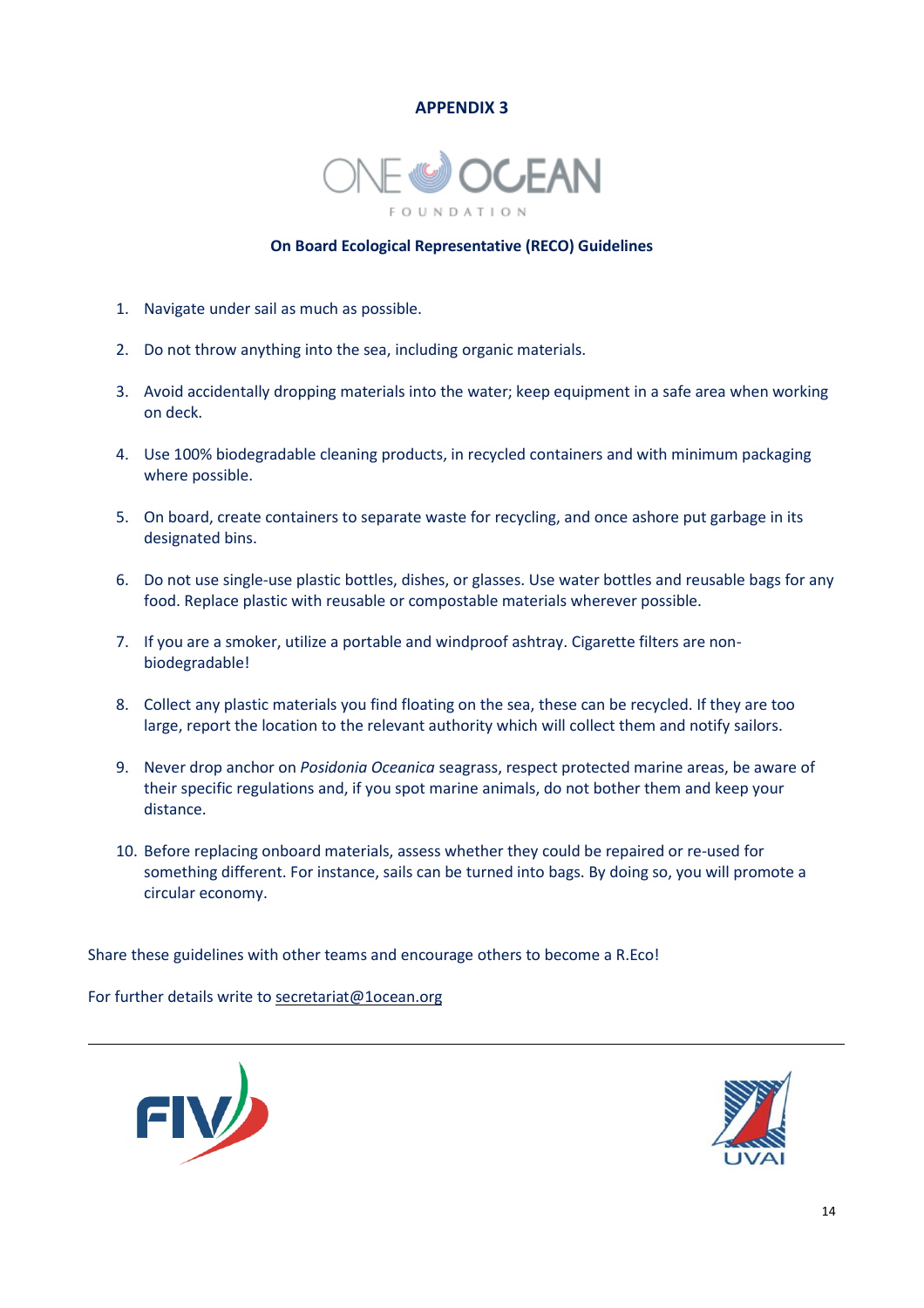# APPENDIX 3

ONE OCEAN FOUNDATION

## On Board Ecological Representative (RECO) Guidelines

1. Navigate under sail as much as possible.
2. Do not throw anything into the sea, including organic materials.
3. Avoid accidentally dropping materials into the water; keep equipment in a safe area when working on deck.
4. Use 100% biodegradable cleaning products, in recycled containers and with minimum packaging where possible.
5. On board, create containers to separate waste for recycling, and once ashore put garbage in its designated bins.
6. Do not use single-use plastic bottles, dishes, or glasses. Use water bottles and reusable bags for any food. Replace plastic with reusable or compostable materials wherever possible.
7. If you are a smoker, utilize a portable and windproof ashtray. Cigarette filters are non-biodegradable!
8. Collect any plastic materials you find floating on the sea, these can be recycled. If they are too large, report the location to the relevant authority which will collect them and notify sailors.
9. Never drop anchor on *Posidonia Oceanica* seagrass, respect protected marine areas, be aware of their specific regulations and, if you spot marine animals, do not bother them and keep your distance.
10. Before replacing onboard materials, assess whether they could be repaired or re-used for something different. For instance, sails can be turned into bags. By doing so, you will promote a circular economy.

Share these guidelines with other teams and encourage others to become a R.Eco!

For further details write to secretariat@1ocean.org